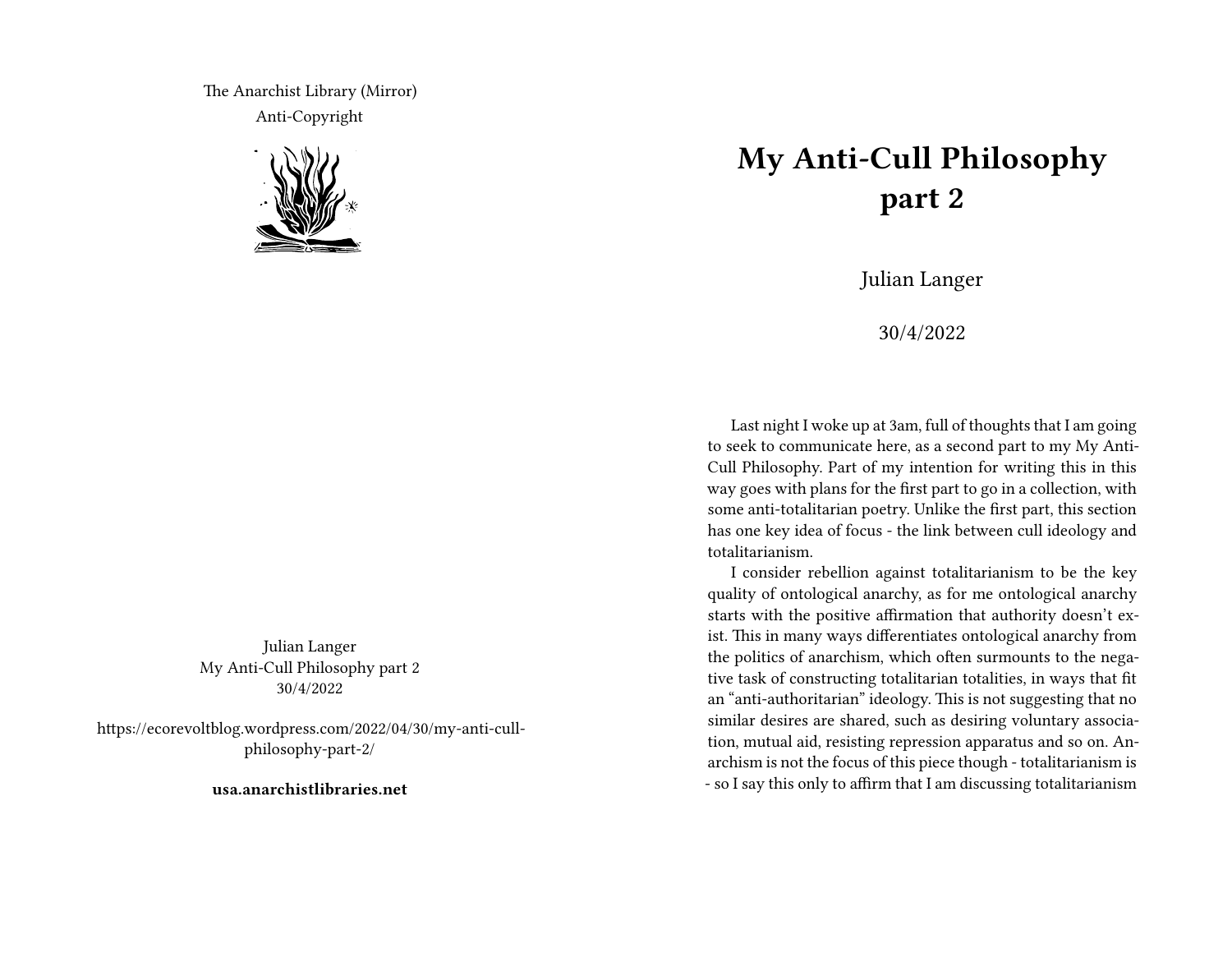The Anarchist Library (Mirror)
Anti-Copyright

Julian Langer
My Anti-Cull Philosophy part 2
30/4/2022

https://ecorevoltblog.wordpress.com/2022/04/30/my-anti-cull-philosophy-part-2/

**usa.anarchistlibraries.net**

# My Anti-Cull Philosophy part 2

Julian Langer

30/4/2022

Last night I woke up at 3am, full of thoughts that I am going to seek to communicate here, as a second part to my My Anti-Cull Philosophy. Part of my intention for writing this in this way goes with plans for the first part to go in a collection, with some anti-totalitarian poetry. Unlike the first part, this section has one key idea of focus - the link between cull ideology and totalitarianism.

I consider rebellion against totalitarianism to be the key quality of ontological anarchy, as for me ontological anarchy starts with the positive affirmation that authority doesn't exist. This in many ways differentiates ontological anarchy from the politics of anarchism, which often surmounts to the negative task of constructing totalitarian totalities, in ways that fit an "anti-authoritarian" ideology. This is not suggesting that no similar desires are shared, such as desiring voluntary association, mutual aid, resisting repression apparatus and so on. Anarchism is not the focus of this piece though - totalitarianism is - so I say this only to affirm that I am discussing totalitarianism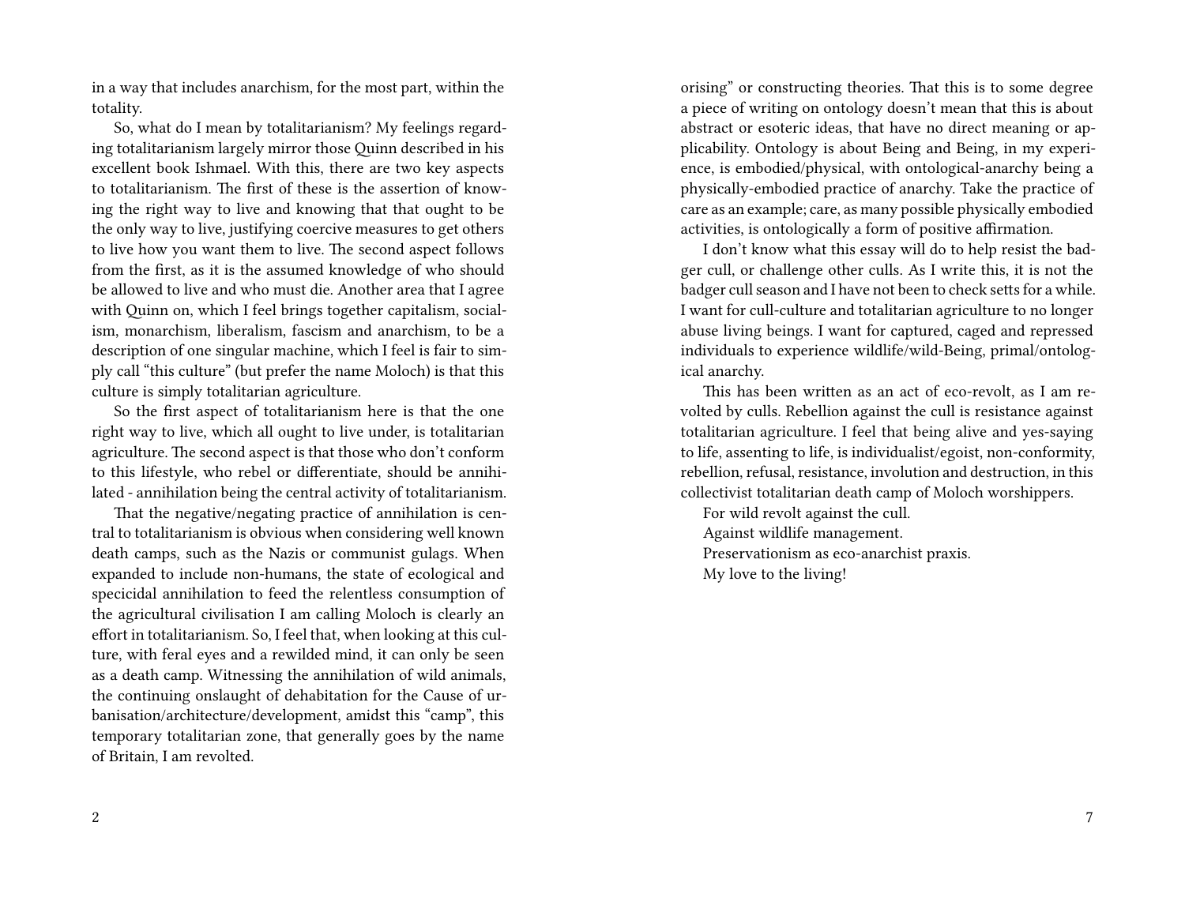in a way that includes anarchism, for the most part, within the totality.

So, what do I mean by totalitarianism? My feelings regarding totalitarianism largely mirror those Quinn described in his excellent book Ishmael. With this, there are two key aspects to totalitarianism. The first of these is the assertion of knowing the right way to live and knowing that that ought to be the only way to live, justifying coercive measures to get others to live how you want them to live. The second aspect follows from the first, as it is the assumed knowledge of who should be allowed to live and who must die. Another area that I agree with Quinn on, which I feel brings together capitalism, socialism, monarchism, liberalism, fascism and anarchism, to be a description of one singular machine, which I feel is fair to simply call "this culture" (but prefer the name Moloch) is that this culture is simply totalitarian agriculture.

So the first aspect of totalitarianism here is that the one right way to live, which all ought to live under, is totalitarian agriculture. The second aspect is that those who don't conform to this lifestyle, who rebel or differentiate, should be annihilated - annihilation being the central activity of totalitarianism.

That the negative/negating practice of annihilation is central to totalitarianism is obvious when considering well known death camps, such as the Nazis or communist gulags. When expanded to include non-humans, the state of ecological and specicidal annihilation to feed the relentless consumption of the agricultural civilisation I am calling Moloch is clearly an effort in totalitarianism. So, I feel that, when looking at this culture, with feral eyes and a rewilded mind, it can only be seen as a death camp. Witnessing the annihilation of wild animals, the continuing onslaught of dehabitation for the Cause of urbanisation/architecture/development, amidst this "camp", this temporary totalitarian zone, that generally goes by the name of Britain, I am revolted.

orising" or constructing theories. That this is to some degree a piece of writing on ontology doesn't mean that this is about abstract or esoteric ideas, that have no direct meaning or applicability. Ontology is about Being and Being, in my experience, is embodied/physical, with ontological-anarchy being a physically-embodied practice of anarchy. Take the practice of care as an example; care, as many possible physically embodied activities, is ontologically a form of positive affirmation.

I don't know what this essay will do to help resist the badger cull, or challenge other culls. As I write this, it is not the badger cull season and I have not been to check setts for a while. I want for cull-culture and totalitarian agriculture to no longer abuse living beings. I want for captured, caged and repressed individuals to experience wildlife/wild-Being, primal/ontological anarchy.

This has been written as an act of eco-revolt, as I am revolted by culls. Rebellion against the cull is resistance against totalitarian agriculture. I feel that being alive and yes-saying to life, assenting to life, is individualist/egoist, non-conformity, rebellion, refusal, resistance, involution and destruction, in this collectivist totalitarian death camp of Moloch worshippers.

For wild revolt against the cull.  
Against wildlife management.  
Preservationism as eco-anarchist praxis.  
My love to the living!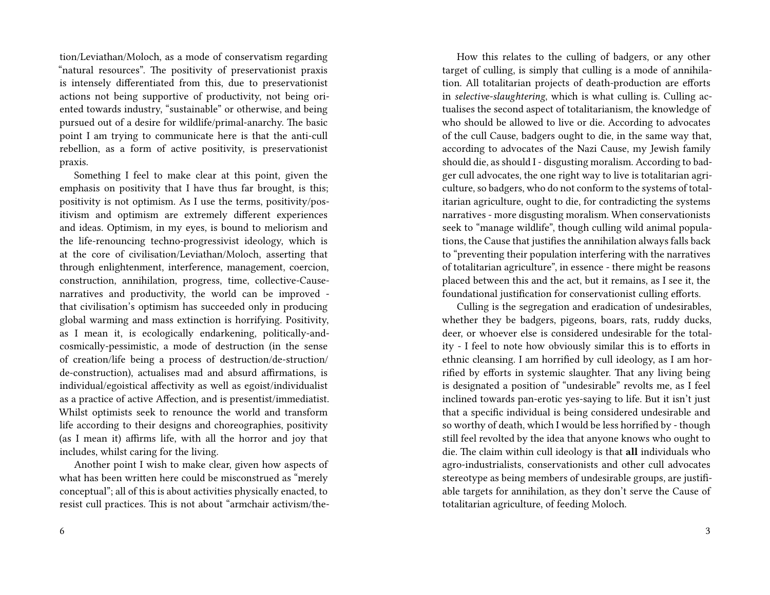tion/Leviathan/Moloch, as a mode of conservatism regarding "natural resources". The positivity of preservationist praxis is intensely differentiated from this, due to preservationist actions not being supportive of productivity, not being oriented towards industry, "sustainable" or otherwise, and being pursued out of a desire for wildlife/primal-anarchy. The basic point I am trying to communicate here is that the anti-cull rebellion, as a form of active positivity, is preservationist praxis.

Something I feel to make clear at this point, given the emphasis on positivity that I have thus far brought, is this; positivity is not optimism. As I use the terms, positivity/positivism and optimism are extremely different experiences and ideas. Optimism, in my eyes, is bound to meliorism and the life-renouncing techno-progressivist ideology, which is at the core of civilisation/Leviathan/Moloch, asserting that through enlightenment, interference, management, coercion, construction, annihilation, progress, time, collective-Cause-narratives and productivity, the world can be improved - that civilisation's optimism has succeeded only in producing global warming and mass extinction is horrifying. Positivity, as I mean it, is ecologically endarkening, politically-and-cosmically-pessimistic, a mode of destruction (in the sense of creation/life being a process of destruction/de-struction/de-construction), actualises mad and absurd affirmations, is individual/egoistical affectivity as well as egoist/individualist as a practice of active Affection, and is presentist/immediatist. Whilst optimists seek to renounce the world and transform life according to their designs and choreographies, positivity (as I mean it) affirms life, with all the horror and joy that includes, whilst caring for the living.

Another point I wish to make clear, given how aspects of what has been written here could be misconstrued as "merely conceptual"; all of this is about activities physically enacted, to resist cull practices. This is not about "armchair activism/the-

How this relates to the culling of badgers, or any other target of culling, is simply that culling is a mode of annihilation. All totalitarian projects of death-production are efforts in *selective-slaughtering*, which is what culling is. Culling actualises the second aspect of totalitarianism, the knowledge of who should be allowed to live or die. According to advocates of the cull Cause, badgers ought to die, in the same way that, according to advocates of the Nazi Cause, my Jewish family should die, as should I - disgusting moralism. According to badger cull advocates, the one right way to live is totalitarian agriculture, so badgers, who do not conform to the systems of totalitarian agriculture, ought to die, for contradicting the systems narratives - more disgusting moralism. When conservationists seek to "manage wildlife", though culling wild animal populations, the Cause that justifies the annihilation always falls back to "preventing their population interfering with the narratives of totalitarian agriculture", in essence - there might be reasons placed between this and the act, but it remains, as I see it, the foundational justification for conservationist culling efforts.

Culling is the segregation and eradication of undesirables, whether they be badgers, pigeons, boars, rats, ruddy ducks, deer, or whoever else is considered undesirable for the totality - I feel to note how obviously similar this is to efforts in ethnic cleansing. I am horrified by cull ideology, as I am horrified by efforts in systemic slaughter. That any living being is designated a position of "undesirable" revolts me, as I feel inclined towards pan-erotic yes-saying to life. But it isn't just that a specific individual is being considered undesirable and so worthy of death, which I would be less horrified by - though still feel revolted by the idea that anyone knows who ought to die. The claim within cull ideology is that **all** individuals who agro-industrialists, conservationists and other cull advocates stereotype as being members of undesirable groups, are justifiable targets for annihilation, as they don't serve the Cause of totalitarian agriculture, of feeding Moloch.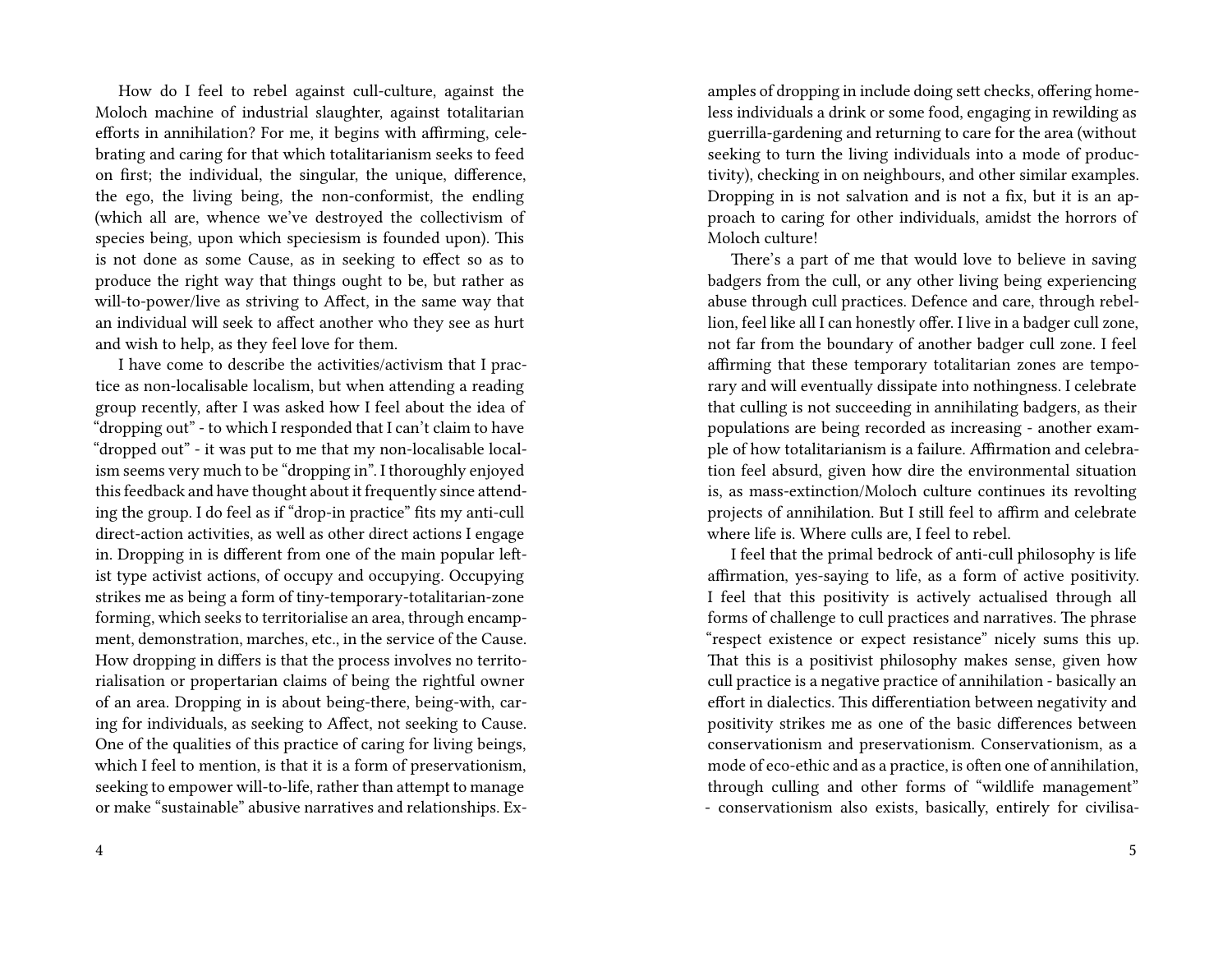How do I feel to rebel against cull-culture, against the Moloch machine of industrial slaughter, against totalitarian efforts in annihilation? For me, it begins with affirming, celebrating and caring for that which totalitarianism seeks to feed on first; the individual, the singular, the unique, difference, the ego, the living being, the non-conformist, the endling (which all are, whence we've destroyed the collectivism of species being, upon which speciesism is founded upon). This is not done as some Cause, as in seeking to effect so as to produce the right way that things ought to be, but rather as will-to-power/live as striving to Affect, in the same way that an individual will seek to affect another who they see as hurt and wish to help, as they feel love for them.

I have come to describe the activities/activism that I practice as non-localisable localism, but when attending a reading group recently, after I was asked how I feel about the idea of "dropping out" - to which I responded that I can't claim to have "dropped out" - it was put to me that my non-localisable localism seems very much to be "dropping in". I thoroughly enjoyed this feedback and have thought about it frequently since attending the group. I do feel as if "drop-in practice" fits my anti-cull direct-action activities, as well as other direct actions I engage in. Dropping in is different from one of the main popular leftist type activist actions, of occupy and occupying. Occupying strikes me as being a form of tiny-temporary-totalitarian-zone forming, which seeks to territorialise an area, through encampment, demonstration, marches, etc., in the service of the Cause. How dropping in differs is that the process involves no territorialisation or propertarian claims of being the rightful owner of an area. Dropping in is about being-there, being-with, caring for individuals, as seeking to Affect, not seeking to Cause. One of the qualities of this practice of caring for living beings, which I feel to mention, is that it is a form of preservationism, seeking to empower will-to-life, rather than attempt to manage or make "sustainable" abusive narratives and relationships. Examples of dropping in include doing sett checks, offering homeless individuals a drink or some food, engaging in rewilding as guerrilla-gardening and returning to care for the area (without seeking to turn the living individuals into a mode of productivity), checking in on neighbours, and other similar examples. Dropping in is not salvation and is not a fix, but it is an approach to caring for other individuals, amidst the horrors of Moloch culture!

There's a part of me that would love to believe in saving badgers from the cull, or any other living being experiencing abuse through cull practices. Defence and care, through rebellion, feel like all I can honestly offer. I live in a badger cull zone, not far from the boundary of another badger cull zone. I feel affirming that these temporary totalitarian zones are temporary and will eventually dissipate into nothingness. I celebrate that culling is not succeeding in annihilating badgers, as their populations are being recorded as increasing - another example of how totalitarianism is a failure. Affirmation and celebration feel absurd, given how dire the environmental situation is, as mass-extinction/Moloch culture continues its revolting projects of annihilation. But I still feel to affirm and celebrate where life is. Where culls are, I feel to rebel.

I feel that the primal bedrock of anti-cull philosophy is life affirmation, yes-saying to life, as a form of active positivity. I feel that this positivity is actively actualised through all forms of challenge to cull practices and narratives. The phrase "respect existence or expect resistance" nicely sums this up. That this is a positivist philosophy makes sense, given how cull practice is a negative practice of annihilation - basically an effort in dialectics. This differentiation between negativity and positivity strikes me as one of the basic differences between conservationism and preservationism. Conservationism, as a mode of eco-ethic and as a practice, is often one of annihilation, through culling and other forms of "wildlife management" - conservationism also exists, basically, entirely for civilisa-